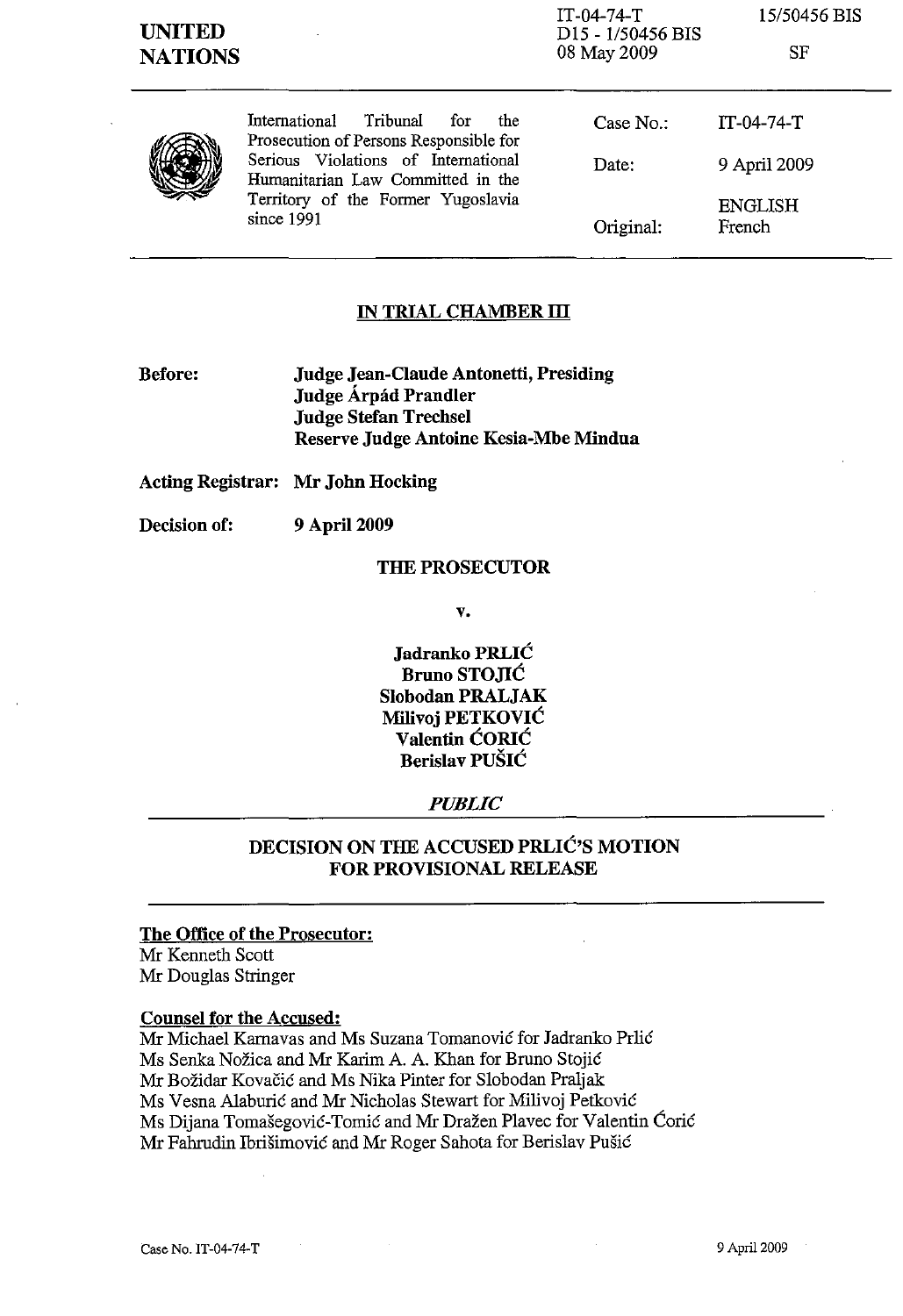**UNITED NATIONS**

IT-04-74-T
D15 - 1/50456 BIS
08 May 2009

15/50456 BIS

SF

International Tribunal for the Prosecution of Persons Responsible for Serious Violations of International Humanitarian Law Committed in the Territory of the Former Yugoslavia since 1991

| | |
|---|---|
| Case No.: | IT-04-74-T |
| Date: | 9 April 2009 |
| | ENGLISH |
| Original: | French |

## IN TRIAL CHAMBER III

**Before:** **Judge Jean-Claude Antonetti, Presiding**
**Judge Árpád Prandler**
**Judge Stefan Trechsel**
**Reserve Judge Antoine Kesia-Mbe Mindua**

**Acting Registrar:** **Mr John Hocking**

**Decision of:** **9 April 2009**

**THE PROSECUTOR**

**v.**

**Jadranko PRLIĆ**
**Bruno STOJIĆ**
**Slobodan PRALJAK**
**Milivoj PETKOVIĆ**
**Valentin ĆORIĆ**
**Berislav PUŠIĆ**

***PUBLIC***

## DECISION ON THE ACCUSED PRLIĆ'S MOTION FOR PROVISIONAL RELEASE

**The Office of the Prosecutor:**
Mr Kenneth Scott
Mr Douglas Stringer

**Counsel for the Accused:**
Mr Michael Karnavas and Ms Suzana Tomanović for Jadranko Prlić
Ms Senka Nožica and Mr Karim A. A. Khan for Bruno Stojić
Mr Božidar Kovačić and Ms Nika Pinter for Slobodan Praljak
Ms Vesna Alaburić and Mr Nicholas Stewart for Milivoj Petković
Ms Dijana Tomašegović-Tomić and Mr Dražen Plavec for Valentin Ćorić
Mr Fahrudin Ibrišimović and Mr Roger Sahota for Berislav Pušić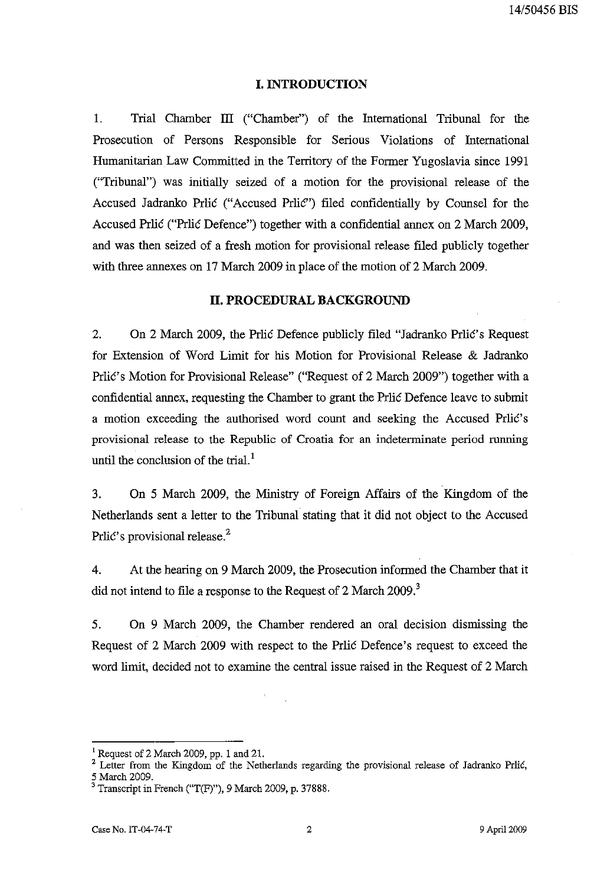## I. INTRODUCTION

1. Trial Chamber III ("Chamber") of the International Tribunal for the Prosecution of Persons Responsible for Serious Violations of International Humanitarian Law Committed in the Territory of the Former Yugoslavia since 1991 ("Tribunal") was initially seized of a motion for the provisional release of the Accused Jadranko Prlić ("Accused Prlić") filed confidentially by Counsel for the Accused Prlić ("Prlić Defence") together with a confidential annex on 2 March 2009, and was then seized of a fresh motion for provisional release filed publicly together with three annexes on 17 March 2009 in place of the motion of 2 March 2009.

## II. PROCEDURAL BACKGROUND

2. On 2 March 2009, the Prlić Defence publicly filed "Jadranko Prlić's Request for Extension of Word Limit for his Motion for Provisional Release & Jadranko Prlić's Motion for Provisional Release" ("Request of 2 March 2009") together with a confidential annex, requesting the Chamber to grant the Prlić Defence leave to submit a motion exceeding the authorised word count and seeking the Accused Prlić's provisional release to the Republic of Croatia for an indeterminate period running until the conclusion of the trial.[1]

3. On 5 March 2009, the Ministry of Foreign Affairs of the Kingdom of the Netherlands sent a letter to the Tribunal stating that it did not object to the Accused Prlić's provisional release.[2]

4. At the hearing on 9 March 2009, the Prosecution informed the Chamber that it did not intend to file a response to the Request of 2 March 2009.[3]

5. On 9 March 2009, the Chamber rendered an oral decision dismissing the Request of 2 March 2009 with respect to the Prlić Defence's request to exceed the word limit, decided not to examine the central issue raised in the Request of 2 March

---

[1] Request of 2 March 2009, pp. 1 and 21.

[2] Letter from the Kingdom of the Netherlands regarding the provisional release of Jadranko Prlić, 5 March 2009.

[3] Transcript in French ("T(F)"), 9 March 2009, p. 37888.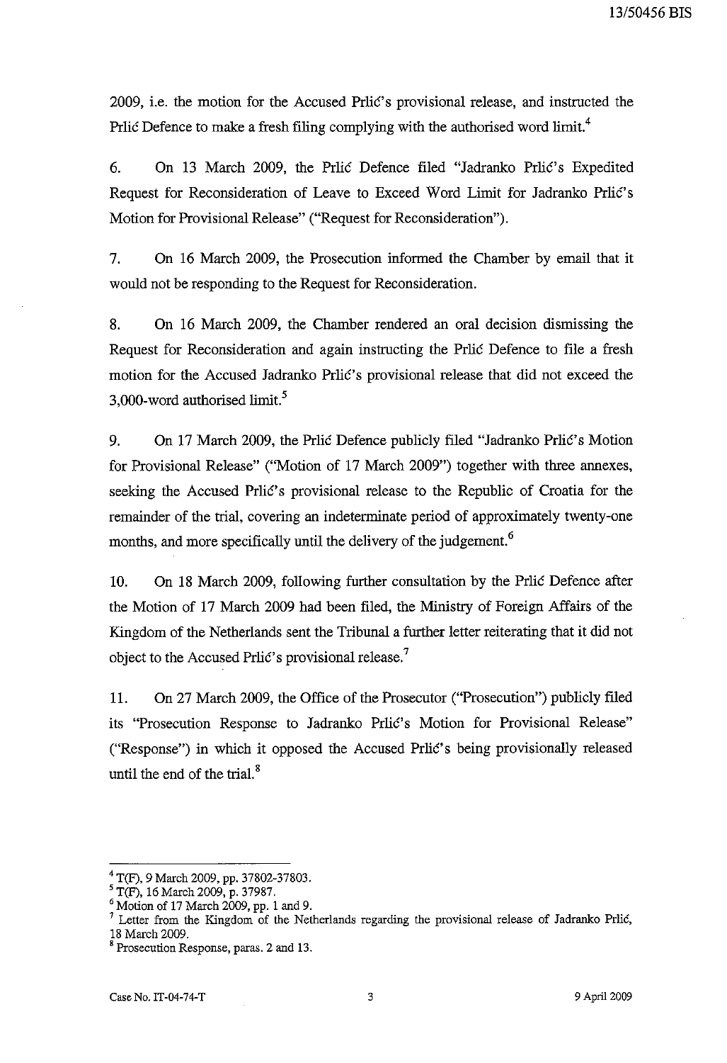2009, i.e. the motion for the Accused Prlić's provisional release, and instructed the Prlić Defence to make a fresh filing complying with the authorised word limit.[4]

6. On 13 March 2009, the Prlić Defence filed "Jadranko Prlić's Expedited Request for Reconsideration of Leave to Exceed Word Limit for Jadranko Prlić's Motion for Provisional Release" ("Request for Reconsideration").

7. On 16 March 2009, the Prosecution informed the Chamber by email that it would not be responding to the Request for Reconsideration.

8. On 16 March 2009, the Chamber rendered an oral decision dismissing the Request for Reconsideration and again instructing the Prlić Defence to file a fresh motion for the Accused Jadranko Prlić's provisional release that did not exceed the 3,000-word authorised limit.[5]

9. On 17 March 2009, the Prlić Defence publicly filed "Jadranko Prlić's Motion for Provisional Release" ("Motion of 17 March 2009") together with three annexes, seeking the Accused Prlić's provisional release to the Republic of Croatia for the remainder of the trial, covering an indeterminate period of approximately twenty-one months, and more specifically until the delivery of the judgement.[6]

10. On 18 March 2009, following further consultation by the Prlić Defence after the Motion of 17 March 2009 had been filed, the Ministry of Foreign Affairs of the Kingdom of the Netherlands sent the Tribunal a further letter reiterating that it did not object to the Accused Prlić's provisional release.[7]

11. On 27 March 2009, the Office of the Prosecutor ("Prosecution") publicly filed its "Prosecution Response to Jadranko Prlić's Motion for Provisional Release" ("Response") in which it opposed the Accused Prlić's being provisionally released until the end of the trial.[8]

---

[4] T(F), 9 March 2009, pp. 37802-37803.

[5] T(F), 16 March 2009, p. 37987.

[6] Motion of 17 March 2009, pp. 1 and 9.

[7] Letter from the Kingdom of the Netherlands regarding the provisional release of Jadranko Prlić, 18 March 2009.

[8] Prosecution Response, paras. 2 and 13.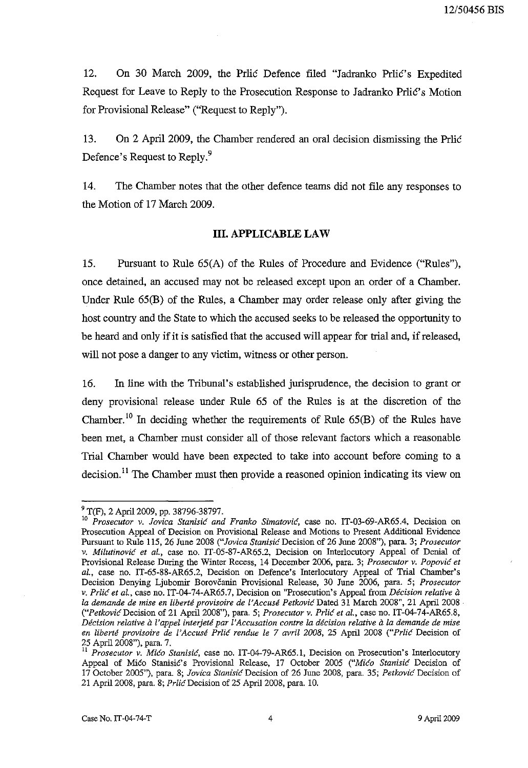12. On 30 March 2009, the Prlić Defence filed "Jadranko Prlić's Expedited Request for Leave to Reply to the Prosecution Response to Jadranko Prlić's Motion for Provisional Release" ("Request to Reply").

13. On 2 April 2009, the Chamber rendered an oral decision dismissing the Prlić Defence's Request to Reply.[9]

14. The Chamber notes that the other defence teams did not file any responses to the Motion of 17 March 2009.

### III. APPLICABLE LAW

15. Pursuant to Rule 65(A) of the Rules of Procedure and Evidence ("Rules"), once detained, an accused may not be released except upon an order of a Chamber. Under Rule 65(B) of the Rules, a Chamber may order release only after giving the host country and the State to which the accused seeks to be released the opportunity to be heard and only if it is satisfied that the accused will appear for trial and, if released, will not pose a danger to any victim, witness or other person.

16. In line with the Tribunal's established jurisprudence, the decision to grant or deny provisional release under Rule 65 of the Rules is at the discretion of the Chamber.[10] In deciding whether the requirements of Rule 65(B) of the Rules have been met, a Chamber must consider all of those relevant factors which a reasonable Trial Chamber would have been expected to take into account before coming to a decision.[11] The Chamber must then provide a reasoned opinion indicating its view on

---

[9] T(F), 2 April 2009, pp. 38796-38797.

[10] *Prosecutor v. Jovica Stanišić and Franko Simatović*, case no. IT-03-69-AR65.4, Decision on Prosecution Appeal of Decision on Provisional Release and Motions to Present Additional Evidence Pursuant to Rule 115, 26 June 2008 ("*Jovica Stanišić* Decision of 26 June 2008"), para. 3; *Prosecutor v. Milutinović et al.*, case no. IT-05-87-AR65.2, Decision on Interlocutory Appeal of Denial of Provisional Release During the Winter Recess, 14 December 2006, para. 3; *Prosecutor v. Popović et al.*, case no. IT-65-88-AR65.2, Decision on Defence's Interlocutory Appeal of Trial Chamber's Decision Denying Ljubomir Borovčanin Provisional Release, 30 June 2006, para. 5; *Prosecutor v. Prlić et al.*, case no. IT-04-74-AR65.7, Decision on "Prosecution's Appeal from *Décision relative à la demande de mise en liberté provisoire de l'Accusé Petković* Dated 31 March 2008", 21 April 2008 ("*Petković* Decision of 21 April 2008"), para. 5; *Prosecutor v. Prlić et al.*, case no. IT-04-74-AR65.8, *Décision relative à l'appel interjeté par l'Accusation contre la décision relative à la demande de mise en liberté provisoire de l'Accusé Prlić rendue le 7 avril 2008*, 25 April 2008 ("*Prlić* Decision of 25 April 2008"), para. 7.

[11] *Prosecutor v. Mićo Stanišić*, case no. IT-04-79-AR65.1, Decision on Prosecution's Interlocutory Appeal of Mićo Stanišić's Provisional Release, 17 October 2005 ("*Mićo Stanišić* Decision of 17 October 2005"), para. 8; *Jovica Stanišić* Decision of 26 June 2008, para. 35; *Petković* Decision of 21 April 2008, para. 8; *Prlić* Decision of 25 April 2008, para. 10.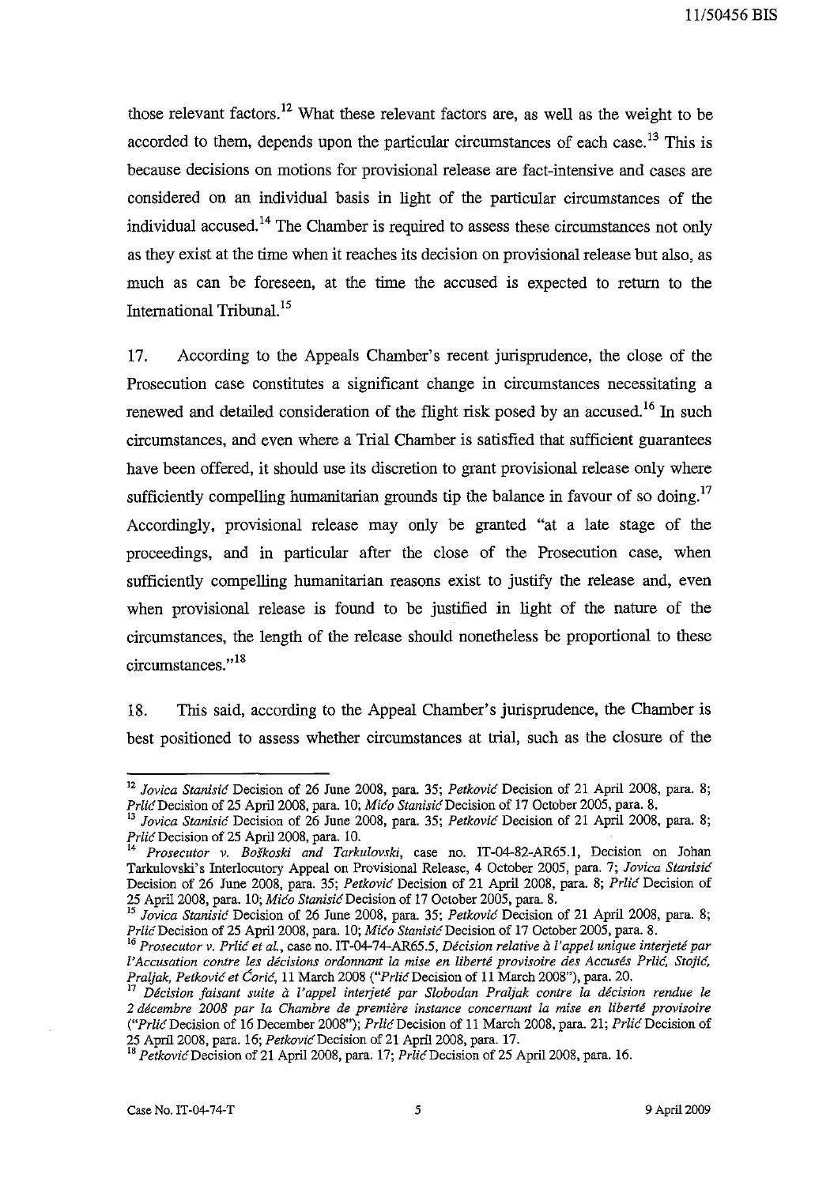those relevant factors.[12] What these relevant factors are, as well as the weight to be accorded to them, depends upon the particular circumstances of each case.[13] This is because decisions on motions for provisional release are fact-intensive and cases are considered on an individual basis in light of the particular circumstances of the individual accused.[14] The Chamber is required to assess these circumstances not only as they exist at the time when it reaches its decision on provisional release but also, as much as can be foreseen, at the time the accused is expected to return to the International Tribunal.[15]

17. According to the Appeals Chamber's recent jurisprudence, the close of the Prosecution case constitutes a significant change in circumstances necessitating a renewed and detailed consideration of the flight risk posed by an accused.[16] In such circumstances, and even where a Trial Chamber is satisfied that sufficient guarantees have been offered, it should use its discretion to grant provisional release only where sufficiently compelling humanitarian grounds tip the balance in favour of so doing.[17] Accordingly, provisional release may only be granted "at a late stage of the proceedings, and in particular after the close of the Prosecution case, when sufficiently compelling humanitarian reasons exist to justify the release and, even when provisional release is found to be justified in light of the nature of the circumstances, the length of the release should nonetheless be proportional to these circumstances."[18]

18. This said, according to the Appeal Chamber's jurisprudence, the Chamber is best positioned to assess whether circumstances at trial, such as the closure of the

---

[12] *Jovica Stanišić* Decision of 26 June 2008, para. 35; *Petković* Decision of 21 April 2008, para. 8; *Prlić* Decision of 25 April 2008, para. 10; *Mićo Stanišić* Decision of 17 October 2005, para. 8.

[13] *Jovica Stanišić* Decision of 26 June 2008, para. 35; *Petković* Decision of 21 April 2008, para. 8; *Prlić* Decision of 25 April 2008, para. 10.

[14] *Prosecutor v. Boškoski and Tarkulovski*, case no. IT-04-82-AR65.1, Decision on Johan Tarkulovski's Interlocutory Appeal on Provisional Release, 4 October 2005, para. 7; *Jovica Stanišić* Decision of 26 June 2008, para. 35; *Petković* Decision of 21 April 2008, para. 8; *Prlić* Decision of 25 April 2008, para. 10; *Mićo Stanišić* Decision of 17 October 2005, para. 8.

[15] *Jovica Stanišić* Decision of 26 June 2008, para. 35; *Petković* Decision of 21 April 2008, para. 8; *Prlić* Decision of 25 April 2008, para. 10; *Mićo Stanišić* Decision of 17 October 2005, para. 8.

[16] *Prosecutor v. Prlić et al.*, case no. IT-04-74-AR65.5, *Décision relative à l'appel unique interjeté par l'Accusation contre les décisions ordonnant la mise en liberté provisoire des Accusés Prlić, Stojić, Praljak, Petković et Ćorić*, 11 March 2008 ("*Prlić* Decision of 11 March 2008"), para. 20.

[17] *Décision faisant suite à l'appel interjeté par Slobodan Praljak contre la décision rendue le 2 décembre 2008 par la Chambre de première instance concernant la mise en liberté provisoire* ("*Prlić* Decision of 16 December 2008"); *Prlić* Decision of 11 March 2008, para. 21; *Prlić* Decision of 25 April 2008, para. 16; *Petković* Decision of 21 April 2008, para. 17.

[18] *Petković* Decision of 21 April 2008, para. 17; *Prlić* Decision of 25 April 2008, para. 16.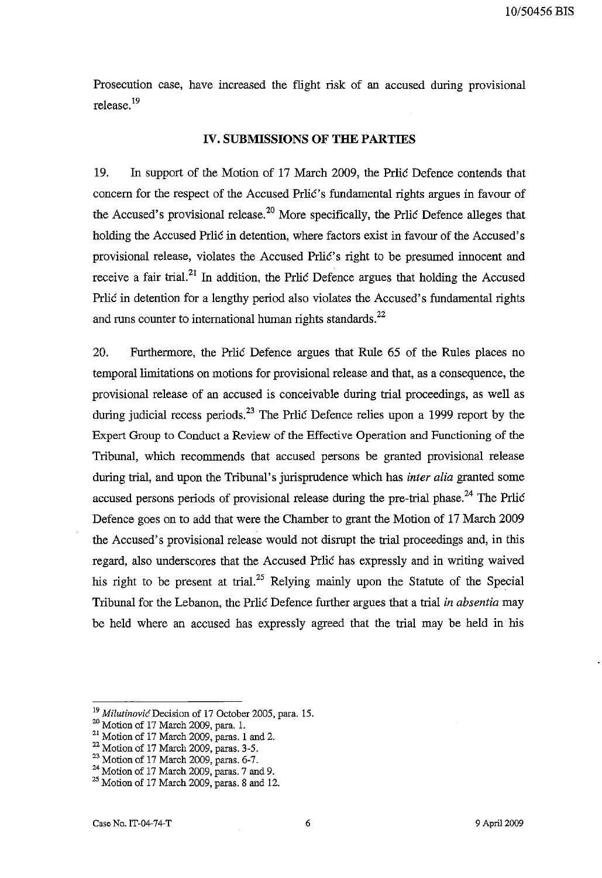Prosecution case, have increased the flight risk of an accused during provisional release.[19]

## IV. SUBMISSIONS OF THE PARTIES

19. In support of the Motion of 17 March 2009, the Prlić Defence contends that concern for the respect of the Accused Prlić's fundamental rights argues in favour of the Accused's provisional release.[20] More specifically, the Prlić Defence alleges that holding the Accused Prlić in detention, where factors exist in favour of the Accused's provisional release, violates the Accused Prlić's right to be presumed innocent and receive a fair trial.[21] In addition, the Prlić Defence argues that holding the Accused Prlić in detention for a lengthy period also violates the Accused's fundamental rights and runs counter to international human rights standards.[22]

20. Furthermore, the Prlić Defence argues that Rule 65 of the Rules places no temporal limitations on motions for provisional release and that, as a consequence, the provisional release of an accused is conceivable during trial proceedings, as well as during judicial recess periods.[23] The Prlić Defence relies upon a 1999 report by the Expert Group to Conduct a Review of the Effective Operation and Functioning of the Tribunal, which recommends that accused persons be granted provisional release during trial, and upon the Tribunal's jurisprudence which has *inter alia* granted some accused persons periods of provisional release during the pre-trial phase.[24] The Prlić Defence goes on to add that were the Chamber to grant the Motion of 17 March 2009 the Accused's provisional release would not disrupt the trial proceedings and, in this regard, also underscores that the Accused Prlić has expressly and in writing waived his right to be present at trial.[25] Relying mainly upon the Statute of the Special Tribunal for the Lebanon, the Prlić Defence further argues that a trial *in absentia* may be held where an accused has expressly agreed that the trial may be held in his

---

[19] *Milutinović* Decision of 17 October 2005, para. 15.
[20] Motion of 17 March 2009, para. 1.
[21] Motion of 17 March 2009, paras. 1 and 2.
[22] Motion of 17 March 2009, paras. 3-5.
[23] Motion of 17 March 2009, paras. 6-7.
[24] Motion of 17 March 2009, paras. 7 and 9.
[25] Motion of 17 March 2009, paras. 8 and 12.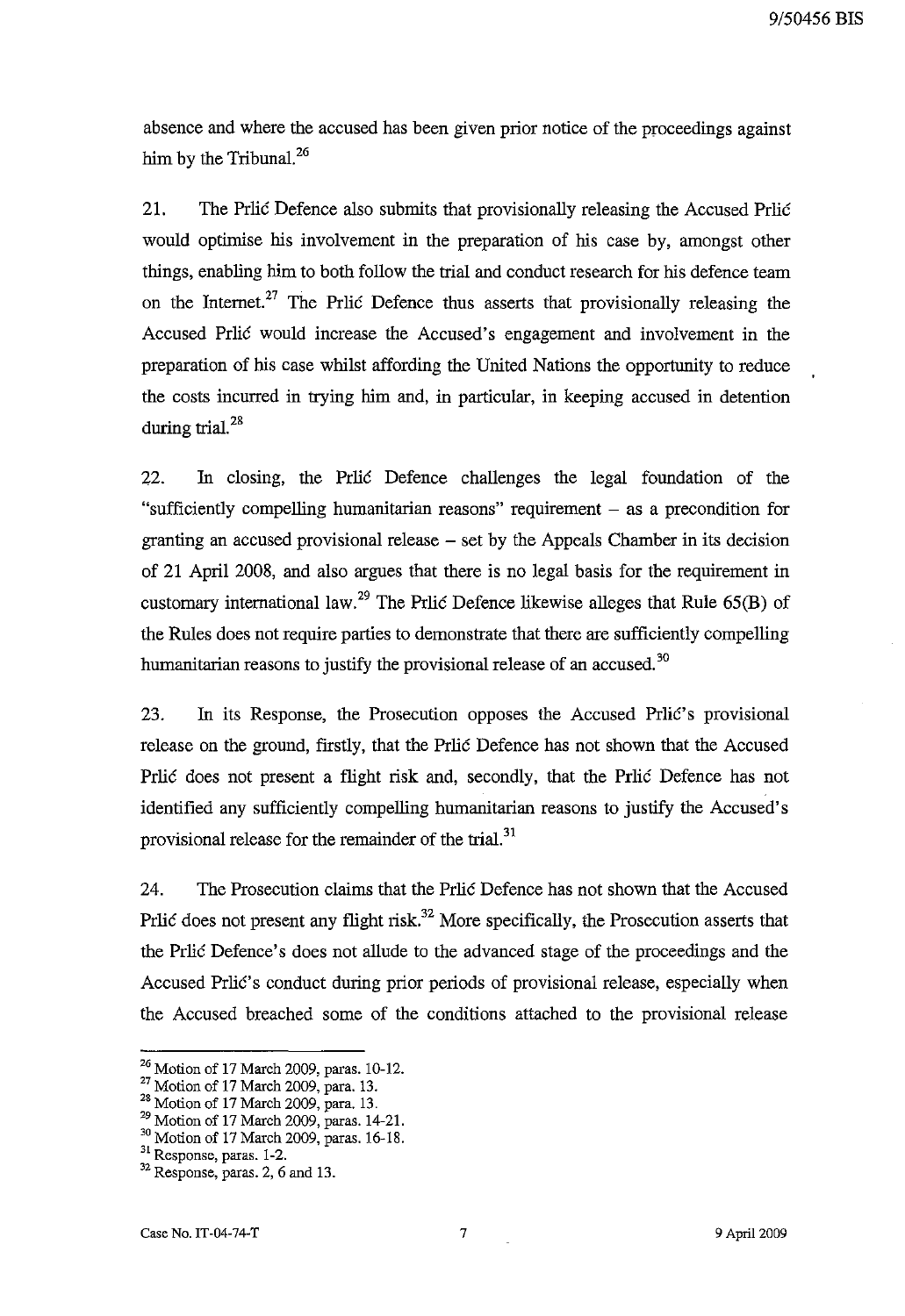absence and where the accused has been given prior notice of the proceedings against him by the Tribunal.[26]

21. The Prlić Defence also submits that provisionally releasing the Accused Prlić would optimise his involvement in the preparation of his case by, amongst other things, enabling him to both follow the trial and conduct research for his defence team on the Internet.[27] The Prlić Defence thus asserts that provisionally releasing the Accused Prlić would increase the Accused's engagement and involvement in the preparation of his case whilst affording the United Nations the opportunity to reduce the costs incurred in trying him and, in particular, in keeping accused in detention during trial.[28]

22. In closing, the Prlić Defence challenges the legal foundation of the "sufficiently compelling humanitarian reasons" requirement – as a precondition for granting an accused provisional release – set by the Appeals Chamber in its decision of 21 April 2008, and also argues that there is no legal basis for the requirement in customary international law.[29] The Prlić Defence likewise alleges that Rule 65(B) of the Rules does not require parties to demonstrate that there are sufficiently compelling humanitarian reasons to justify the provisional release of an accused.[30]

23. In its Response, the Prosecution opposes the Accused Prlić's provisional release on the ground, firstly, that the Prlić Defence has not shown that the Accused Prlić does not present a flight risk and, secondly, that the Prlić Defence has not identified any sufficiently compelling humanitarian reasons to justify the Accused's provisional release for the remainder of the trial.[31]

24. The Prosecution claims that the Prlić Defence has not shown that the Accused Prlić does not present any flight risk.[32] More specifically, the Prosecution asserts that the Prlić Defence's does not allude to the advanced stage of the proceedings and the Accused Prlić's conduct during prior periods of provisional release, especially when the Accused breached some of the conditions attached to the provisional release

---

[26] Motion of 17 March 2009, paras. 10-12.
[27] Motion of 17 March 2009, para. 13.
[28] Motion of 17 March 2009, para. 13.
[29] Motion of 17 March 2009, paras. 14-21.
[30] Motion of 17 March 2009, paras. 16-18.
[31] Response, paras. 1-2.
[32] Response, paras. 2, 6 and 13.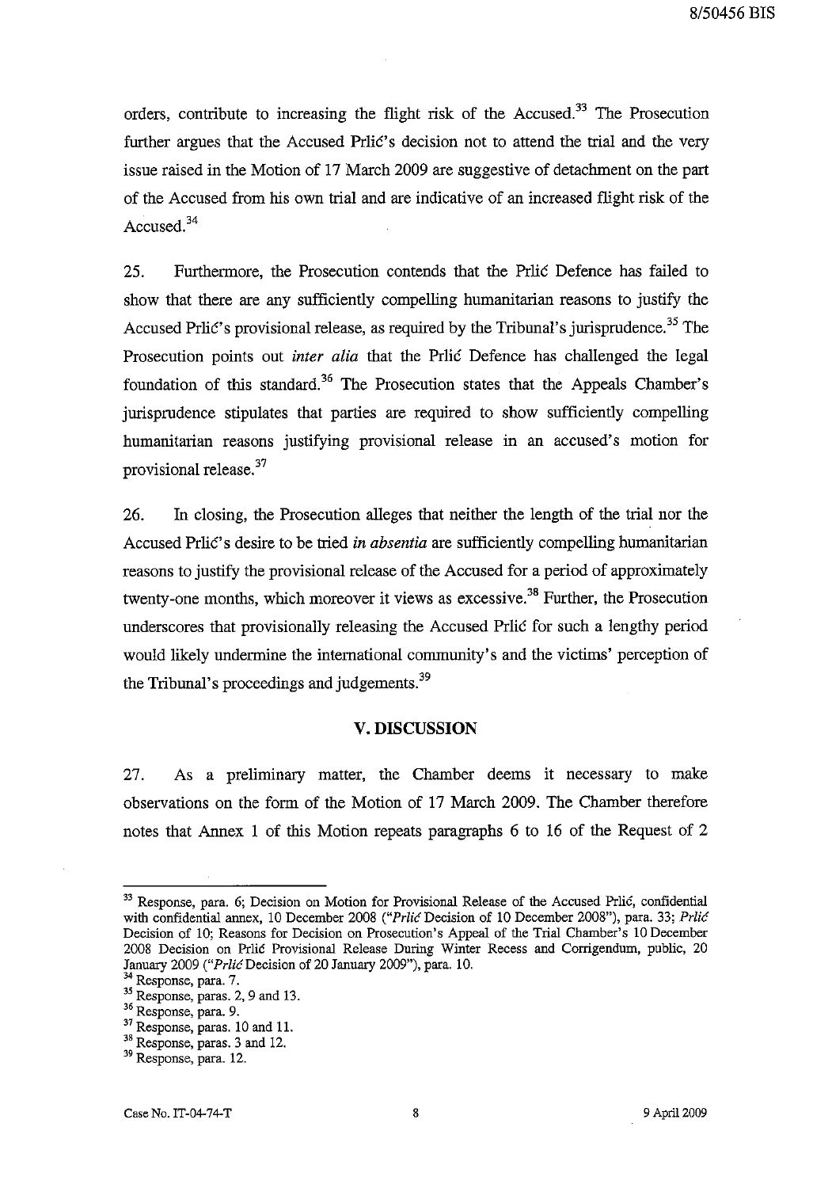orders, contribute to increasing the flight risk of the Accused.[33] The Prosecution further argues that the Accused Prlić's decision not to attend the trial and the very issue raised in the Motion of 17 March 2009 are suggestive of detachment on the part of the Accused from his own trial and are indicative of an increased flight risk of the Accused.[34]

25. Furthermore, the Prosecution contends that the Prlić Defence has failed to show that there are any sufficiently compelling humanitarian reasons to justify the Accused Prlić's provisional release, as required by the Tribunal's jurisprudence.[35] The Prosecution points out *inter alia* that the Prlić Defence has challenged the legal foundation of this standard.[36] The Prosecution states that the Appeals Chamber's jurisprudence stipulates that parties are required to show sufficiently compelling humanitarian reasons justifying provisional release in an accused's motion for provisional release.[37]

26. In closing, the Prosecution alleges that neither the length of the trial nor the Accused Prlić's desire to be tried *in absentia* are sufficiently compelling humanitarian reasons to justify the provisional release of the Accused for a period of approximately twenty-one months, which moreover it views as excessive.[38] Further, the Prosecution underscores that provisionally releasing the Accused Prlić for such a lengthy period would likely undermine the international community's and the victims' perception of the Tribunal's proceedings and judgements.[39]

## V. DISCUSSION

27. As a preliminary matter, the Chamber deems it necessary to make observations on the form of the Motion of 17 March 2009. The Chamber therefore notes that Annex 1 of this Motion repeats paragraphs 6 to 16 of the Request of 2

---

[33] Response, para. 6; Decision on Motion for Provisional Release of the Accused Prlić, confidential with confidential annex, 10 December 2008 ("*Prlić* Decision of 10 December 2008"), para. 33; *Prlić* Decision of 10; Reasons for Decision on Prosecution's Appeal of the Trial Chamber's 10 December 2008 Decision on Prlić Provisional Release During Winter Recess and Corrigendum, public, 20 January 2009 ("*Prlić* Decision of 20 January 2009"), para. 10.

[34] Response, para. 7.

[35] Response, paras. 2, 9 and 13.

[36] Response, para. 9.

[37] Response, paras. 10 and 11.

[38] Response, paras. 3 and 12.

[39] Response, para. 12.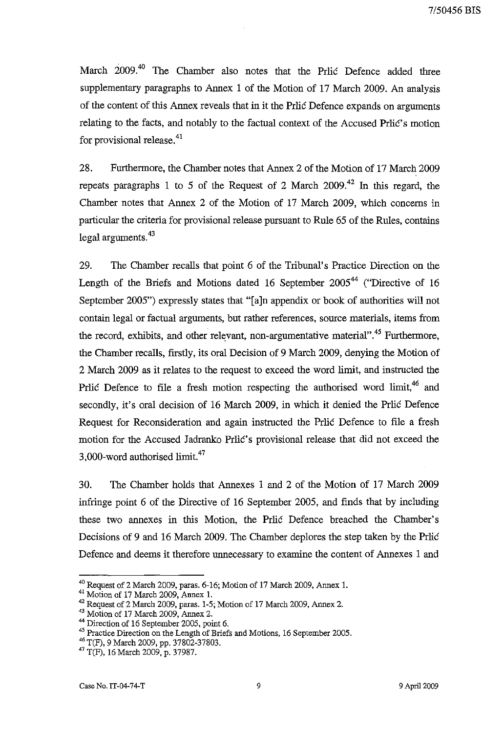March 2009.[40] The Chamber also notes that the Prlić Defence added three supplementary paragraphs to Annex 1 of the Motion of 17 March 2009. An analysis of the content of this Annex reveals that in it the Prlić Defence expands on arguments relating to the facts, and notably to the factual context of the Accused Prlić's motion for provisional release.[41]

28. Furthermore, the Chamber notes that Annex 2 of the Motion of 17 March 2009 repeats paragraphs 1 to 5 of the Request of 2 March 2009.[42] In this regard, the Chamber notes that Annex 2 of the Motion of 17 March 2009, which concerns in particular the criteria for provisional release pursuant to Rule 65 of the Rules, contains legal arguments.[43]

29. The Chamber recalls that point 6 of the Tribunal's Practice Direction on the Length of the Briefs and Motions dated 16 September 2005[44] ("Directive of 16 September 2005") expressly states that "[a]n appendix or book of authorities will not contain legal or factual arguments, but rather references, source materials, items from the record, exhibits, and other relevant, non-argumentative material".[45] Furthermore, the Chamber recalls, firstly, its oral Decision of 9 March 2009, denying the Motion of 2 March 2009 as it relates to the request to exceed the word limit, and instructed the Prlić Defence to file a fresh motion respecting the authorised word limit,[46] and secondly, it's oral decision of 16 March 2009, in which it denied the Prlić Defence Request for Reconsideration and again instructed the Prlić Defence to file a fresh motion for the Accused Jadranko Prlić's provisional release that did not exceed the 3,000-word authorised limit.[47]

30. The Chamber holds that Annexes 1 and 2 of the Motion of 17 March 2009 infringe point 6 of the Directive of 16 September 2005, and finds that by including these two annexes in this Motion, the Prlić Defence breached the Chamber's Decisions of 9 and 16 March 2009. The Chamber deplores the step taken by the Prlić Defence and deems it therefore unnecessary to examine the content of Annexes 1 and

---

[40] Request of 2 March 2009, paras. 6-16; Motion of 17 March 2009, Annex 1.

[41] Motion of 17 March 2009, Annex 1.

[42] Request of 2 March 2009, paras. 1-5; Motion of 17 March 2009, Annex 2.

[43] Motion of 17 March 2009, Annex 2.

[44] Direction of 16 September 2005, point 6.

[45] Practice Direction on the Length of Briefs and Motions, 16 September 2005.

[46] T(F), 9 March 2009, pp. 37802-37803.

[47] T(F), 16 March 2009, p. 37987.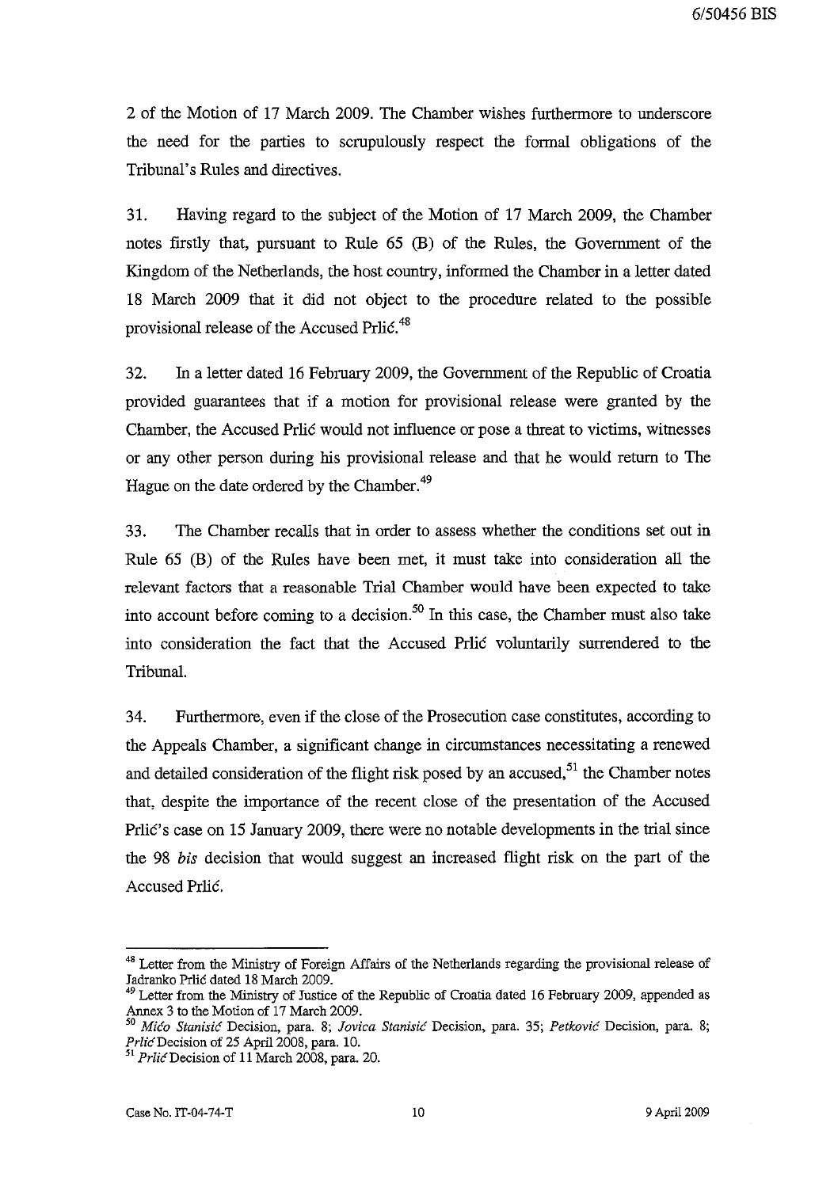2 of the Motion of 17 March 2009. The Chamber wishes furthermore to underscore the need for the parties to scrupulously respect the formal obligations of the Tribunal's Rules and directives.

31. Having regard to the subject of the Motion of 17 March 2009, the Chamber notes firstly that, pursuant to Rule 65 (B) of the Rules, the Government of the Kingdom of the Netherlands, the host country, informed the Chamber in a letter dated 18 March 2009 that it did not object to the procedure related to the possible provisional release of the Accused Prlić.[48]

32. In a letter dated 16 February 2009, the Government of the Republic of Croatia provided guarantees that if a motion for provisional release were granted by the Chamber, the Accused Prlić would not influence or pose a threat to victims, witnesses or any other person during his provisional release and that he would return to The Hague on the date ordered by the Chamber.[49]

33. The Chamber recalls that in order to assess whether the conditions set out in Rule 65 (B) of the Rules have been met, it must take into consideration all the relevant factors that a reasonable Trial Chamber would have been expected to take into account before coming to a decision.[50] In this case, the Chamber must also take into consideration the fact that the Accused Prlić voluntarily surrendered to the Tribunal.

34. Furthermore, even if the close of the Prosecution case constitutes, according to the Appeals Chamber, a significant change in circumstances necessitating a renewed and detailed consideration of the flight risk posed by an accused,[51] the Chamber notes that, despite the importance of the recent close of the presentation of the Accused Prlić's case on 15 January 2009, there were no notable developments in the trial since the 98 *bis* decision that would suggest an increased flight risk on the part of the Accused Prlić.

---

[48] Letter from the Ministry of Foreign Affairs of the Netherlands regarding the provisional release of Jadranko Prlić dated 18 March 2009.

[49] Letter from the Ministry of Justice of the Republic of Croatia dated 16 February 2009, appended as Annex 3 to the Motion of 17 March 2009.

[50] *Mićo Stanišić* Decision, para. 8; *Jovica Stanišić* Decision, para. 35; *Petković* Decision, para. 8; *Prlić* Decision of 25 April 2008, para. 10.

[51] *Prlić* Decision of 11 March 2008, para. 20.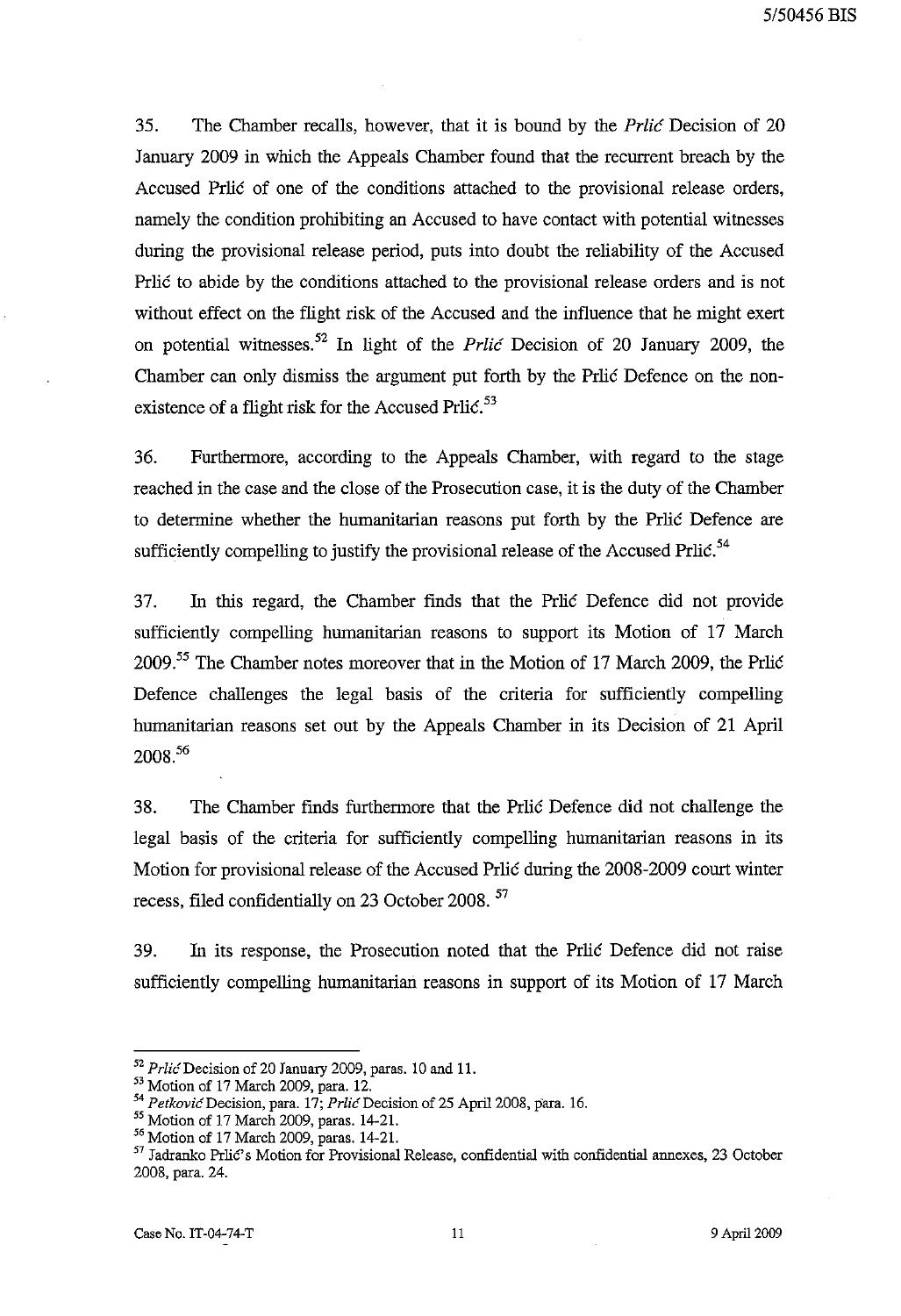35. The Chamber recalls, however, that it is bound by the *Prlić* Decision of 20 January 2009 in which the Appeals Chamber found that the recurrent breach by the Accused Prlić of one of the conditions attached to the provisional release orders, namely the condition prohibiting an Accused to have contact with potential witnesses during the provisional release period, puts into doubt the reliability of the Accused Prlić to abide by the conditions attached to the provisional release orders and is not without effect on the flight risk of the Accused and the influence that he might exert on potential witnesses.[52] In light of the *Prlić* Decision of 20 January 2009, the Chamber can only dismiss the argument put forth by the Prlić Defence on the non-existence of a flight risk for the Accused Prlić.[53]

36. Furthermore, according to the Appeals Chamber, with regard to the stage reached in the case and the close of the Prosecution case, it is the duty of the Chamber to determine whether the humanitarian reasons put forth by the Prlić Defence are sufficiently compelling to justify the provisional release of the Accused Prlić.[54]

37. In this regard, the Chamber finds that the Prlić Defence did not provide sufficiently compelling humanitarian reasons to support its Motion of 17 March 2009.[55] The Chamber notes moreover that in the Motion of 17 March 2009, the Prlić Defence challenges the legal basis of the criteria for sufficiently compelling humanitarian reasons set out by the Appeals Chamber in its Decision of 21 April 2008.[56]

38. The Chamber finds furthermore that the Prlić Defence did not challenge the legal basis of the criteria for sufficiently compelling humanitarian reasons in its Motion for provisional release of the Accused Prlić during the 2008-2009 court winter recess, filed confidentially on 23 October 2008.[57]

39. In its response, the Prosecution noted that the Prlić Defence did not raise sufficiently compelling humanitarian reasons in support of its Motion of 17 March

---

[52] *Prlić* Decision of 20 January 2009, paras. 10 and 11.

[53] Motion of 17 March 2009, para. 12.

[54] *Petković* Decision, para. 17; *Prlić* Decision of 25 April 2008, para. 16.

[55] Motion of 17 March 2009, paras. 14-21.

[56] Motion of 17 March 2009, paras. 14-21.

[57] Jadranko Prlić's Motion for Provisional Release, confidential with confidential annexes, 23 October 2008, para. 24.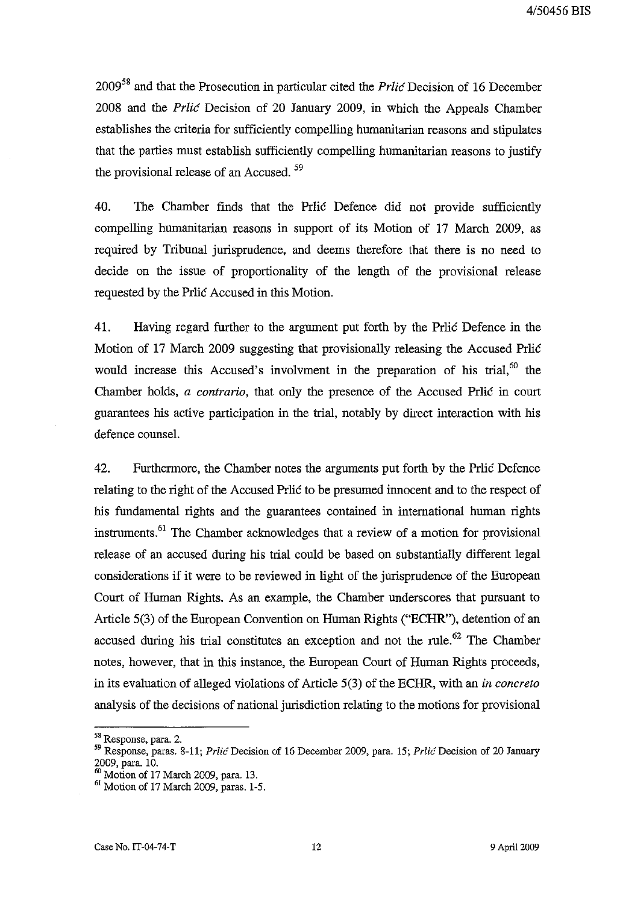2009[58] and that the Prosecution in particular cited the *Prlić* Decision of 16 December 2008 and the *Prlić* Decision of 20 January 2009, in which the Appeals Chamber establishes the criteria for sufficiently compelling humanitarian reasons and stipulates that the parties must establish sufficiently compelling humanitarian reasons to justify the provisional release of an Accused.[59]

40. The Chamber finds that the Prlić Defence did not provide sufficiently compelling humanitarian reasons in support of its Motion of 17 March 2009, as required by Tribunal jurisprudence, and deems therefore that there is no need to decide on the issue of proportionality of the length of the provisional release requested by the Prlić Accused in this Motion.

41. Having regard further to the argument put forth by the Prlić Defence in the Motion of 17 March 2009 suggesting that provisionally releasing the Accused Prlić would increase this Accused's involvment in the preparation of his trial,[60] the Chamber holds, *a contrario*, that only the presence of the Accused Prlić in court guarantees his active participation in the trial, notably by direct interaction with his defence counsel.

42. Furthermore, the Chamber notes the arguments put forth by the Prlić Defence relating to the right of the Accused Prlić to be presumed innocent and to the respect of his fundamental rights and the guarantees contained in international human rights instruments.[61] The Chamber acknowledges that a review of a motion for provisional release of an accused during his trial could be based on substantially different legal considerations if it were to be reviewed in light of the jurisprudence of the European Court of Human Rights. As an example, the Chamber underscores that pursuant to Article 5(3) of the European Convention on Human Rights ("ECHR"), detention of an accused during his trial constitutes an exception and not the rule.[62] The Chamber notes, however, that in this instance, the European Court of Human Rights proceeds, in its evaluation of alleged violations of Article 5(3) of the ECHR, with an *in concreto* analysis of the decisions of national jurisdiction relating to the motions for provisional

---

[58] Response, para. 2.
[59] Response, paras. 8-11; *Prlić* Decision of 16 December 2009, para. 15; *Prlić* Decision of 20 January 2009, para. 10.
[60] Motion of 17 March 2009, para. 13.
[61] Motion of 17 March 2009, paras. 1-5.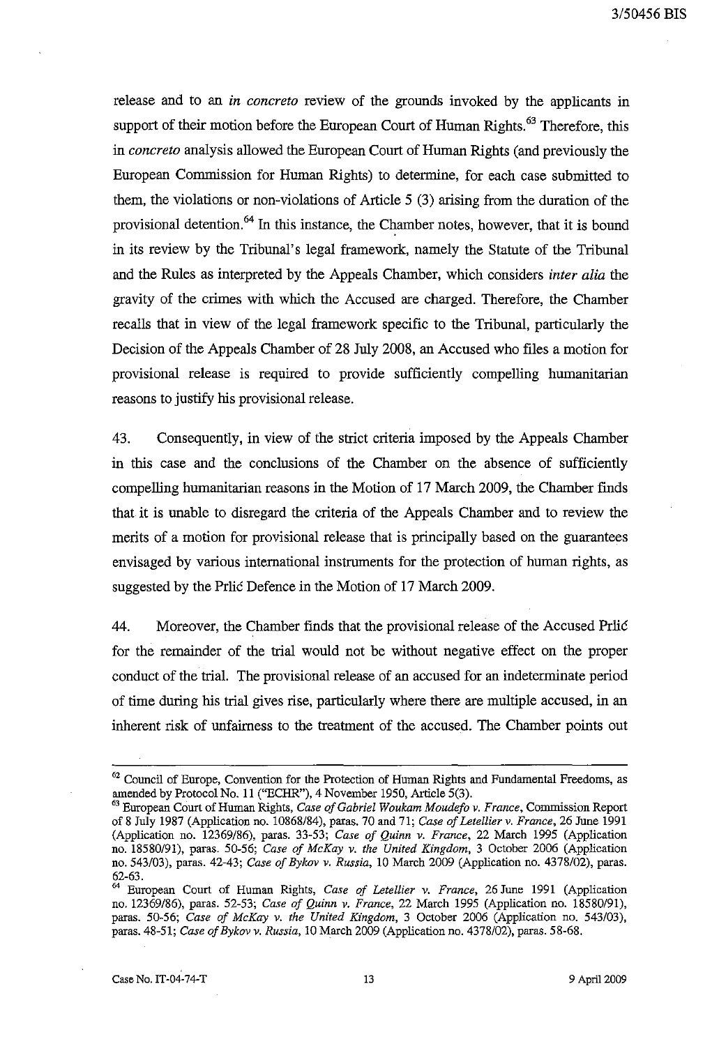release and to an *in concreto* review of the grounds invoked by the applicants in support of their motion before the European Court of Human Rights.[63] Therefore, this in *concreto* analysis allowed the European Court of Human Rights (and previously the European Commission for Human Rights) to determine, for each case submitted to them, the violations or non-violations of Article 5 (3) arising from the duration of the provisional detention.[64] In this instance, the Chamber notes, however, that it is bound in its review by the Tribunal's legal framework, namely the Statute of the Tribunal and the Rules as interpreted by the Appeals Chamber, which considers *inter alia* the gravity of the crimes with which the Accused are charged. Therefore, the Chamber recalls that in view of the legal framework specific to the Tribunal, particularly the Decision of the Appeals Chamber of 28 July 2008, an Accused who files a motion for provisional release is required to provide sufficiently compelling humanitarian reasons to justify his provisional release.

43. Consequently, in view of the strict criteria imposed by the Appeals Chamber in this case and the conclusions of the Chamber on the absence of sufficiently compelling humanitarian reasons in the Motion of 17 March 2009, the Chamber finds that it is unable to disregard the criteria of the Appeals Chamber and to review the merits of a motion for provisional release that is principally based on the guarantees envisaged by various international instruments for the protection of human rights, as suggested by the Prlić Defence in the Motion of 17 March 2009.

44. Moreover, the Chamber finds that the provisional release of the Accused Prlić for the remainder of the trial would not be without negative effect on the proper conduct of the trial. The provisional release of an accused for an indeterminate period of time during his trial gives rise, particularly where there are multiple accused, in an inherent risk of unfairness to the treatment of the accused. The Chamber points out

---

[62] Council of Europe, Convention for the Protection of Human Rights and Fundamental Freedoms, as amended by Protocol No. 11 ("ECHR"), 4 November 1950, Article 5(3).

[63] European Court of Human Rights, *Case of Gabriel Woukam Moudefo v. France*, Commission Report of 8 July 1987 (Application no. 10868/84), paras. 70 and 71; *Case of Letellier v. France*, 26 June 1991 (Application no. 12369/86), paras. 33-53; *Case of Quinn v. France*, 22 March 1995 (Application no. 18580/91), paras. 50-56; *Case of McKay v. the United Kingdom*, 3 October 2006 (Application no. 543/03), paras. 42-43; *Case of Bykov v. Russia*, 10 March 2009 (Application no. 4378/02), paras. 62-63.

[64] European Court of Human Rights, *Case of Letellier v. France*, 26 June 1991 (Application no. 12369/86), paras. 52-53; *Case of Quinn v. France*, 22 March 1995 (Application no. 18580/91), paras. 50-56; *Case of McKay v. the United Kingdom*, 3 October 2006 (Application no. 543/03), paras. 48-51; *Case of Bykov v. Russia*, 10 March 2009 (Application no. 4378/02), paras. 58-68.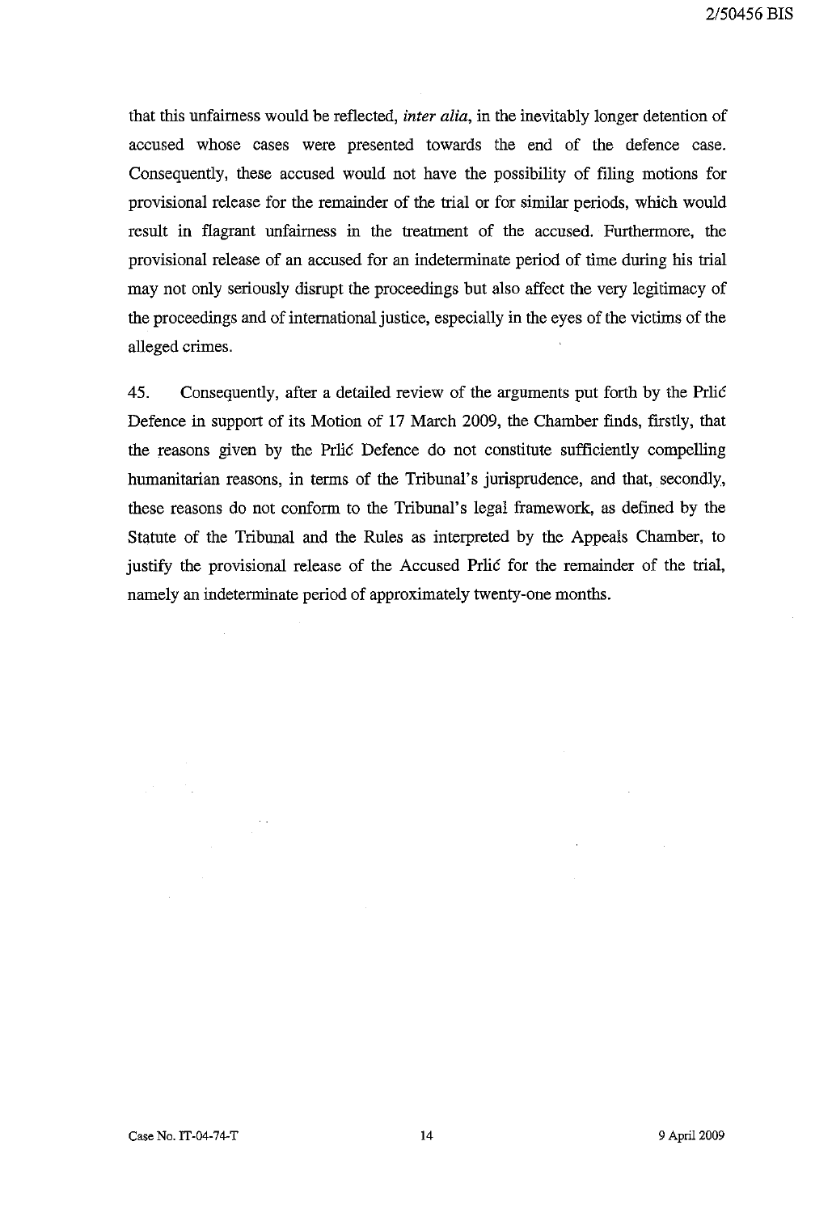that this unfairness would be reflected, *inter alia*, in the inevitably longer detention of accused whose cases were presented towards the end of the defence case. Consequently, these accused would not have the possibility of filing motions for provisional release for the remainder of the trial or for similar periods, which would result in flagrant unfairness in the treatment of the accused. Furthermore, the provisional release of an accused for an indeterminate period of time during his trial may not only seriously disrupt the proceedings but also affect the very legitimacy of the proceedings and of international justice, especially in the eyes of the victims of the alleged crimes.

45. Consequently, after a detailed review of the arguments put forth by the Prlić Defence in support of its Motion of 17 March 2009, the Chamber finds, firstly, that the reasons given by the Prlić Defence do not constitute sufficiently compelling humanitarian reasons, in terms of the Tribunal's jurisprudence, and that, secondly, these reasons do not conform to the Tribunal's legal framework, as defined by the Statute of the Tribunal and the Rules as interpreted by the Appeals Chamber, to justify the provisional release of the Accused Prlić for the remainder of the trial, namely an indeterminate period of approximately twenty-one months.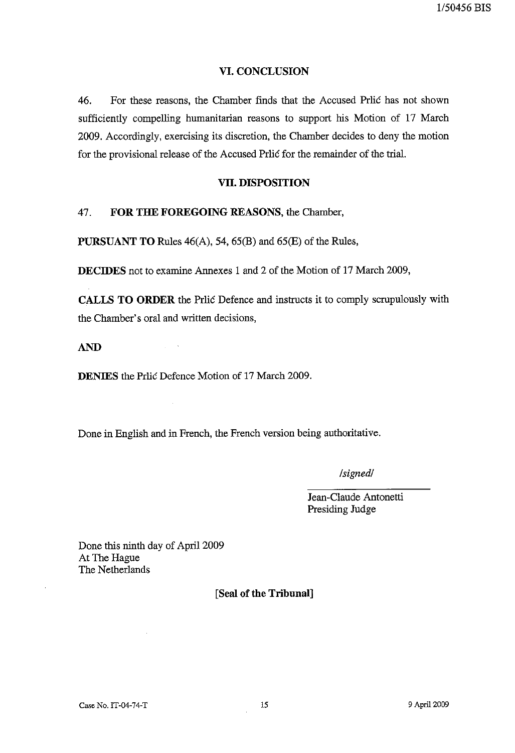## VI. CONCLUSION

46. For these reasons, the Chamber finds that the Accused Prlić has not shown sufficiently compelling humanitarian reasons to support his Motion of 17 March 2009. Accordingly, exercising its discretion, the Chamber decides to deny the motion for the provisional release of the Accused Prlić for the remainder of the trial.

## VII. DISPOSITION

47. **FOR THE FOREGOING REASONS**, the Chamber,

**PURSUANT TO** Rules 46(A), 54, 65(B) and 65(E) of the Rules,

**DECIDES** not to examine Annexes 1 and 2 of the Motion of 17 March 2009,

**CALLS TO ORDER** the Prlić Defence and instructs it to comply scrupulously with the Chamber's oral and written decisions,

**AND**

**DENIES** the Prlić Defence Motion of 17 March 2009.

Done in English and in French, the French version being authoritative.

*/signed/*

Jean-Claude Antonetti
Presiding Judge

Done this ninth day of April 2009
At The Hague
The Netherlands

**[Seal of the Tribunal]**